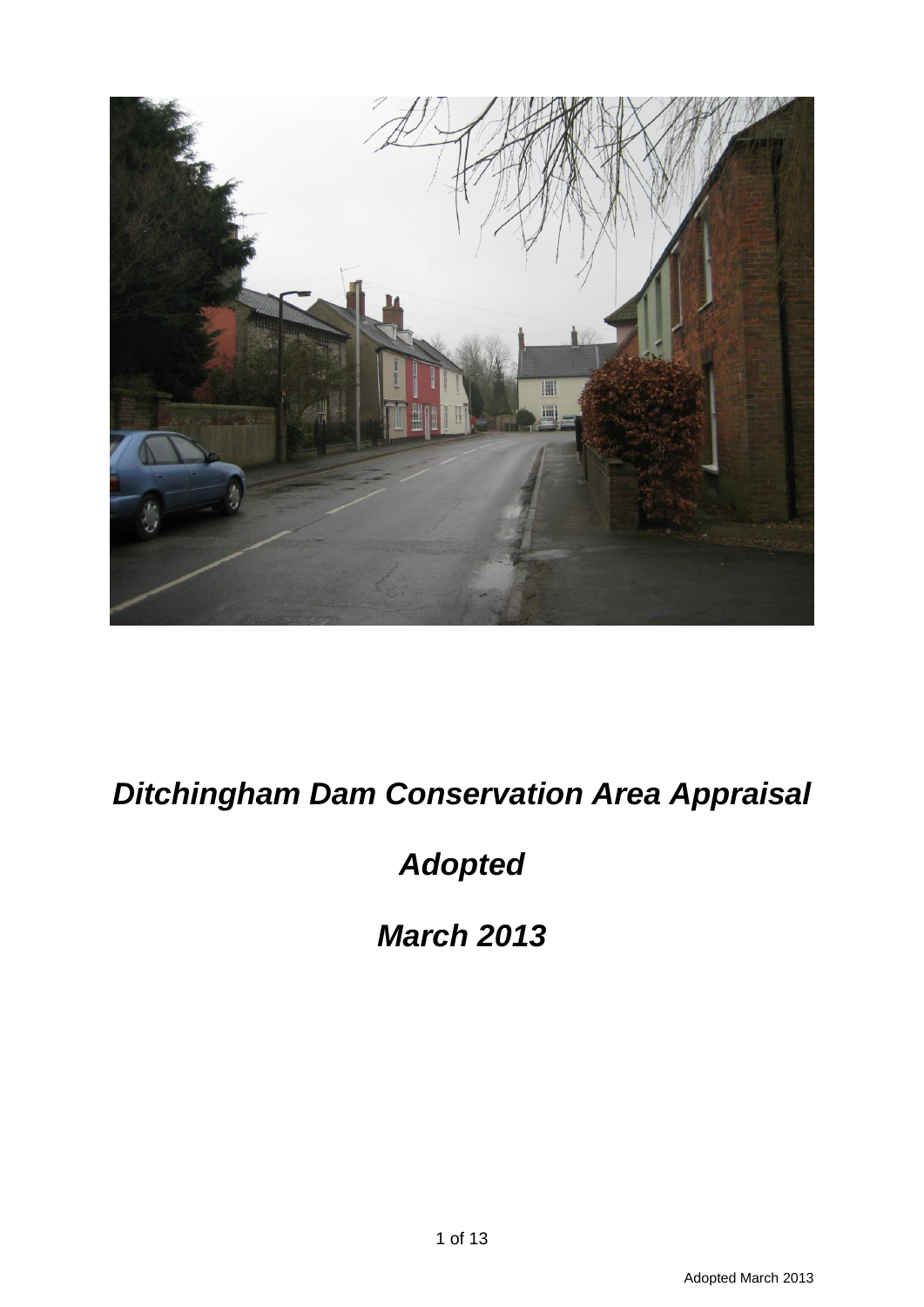# *Ditchingham Dam Conservation Area Appraisal*

## *Adopted*

## *March 2013*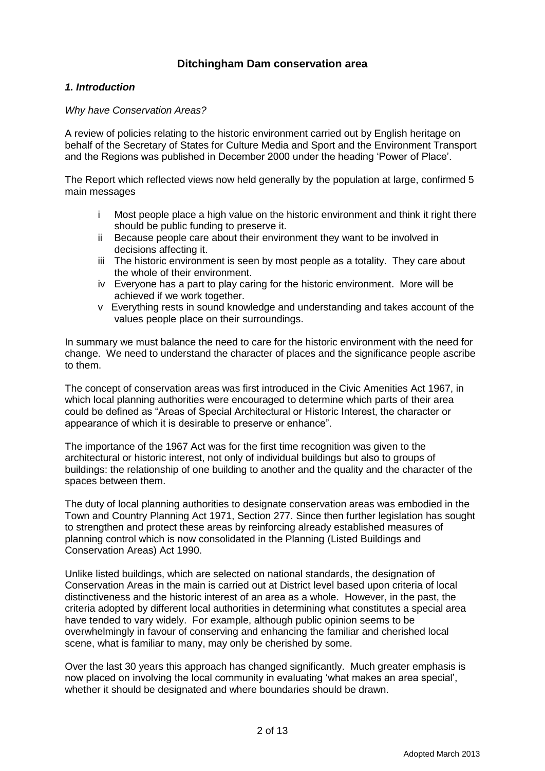## Ditchingham Dam conservation area

### *1. Introduction*

*Why have Conservation Areas?*

A review of policies relating to the historic environment carried out by English heritage on behalf of the Secretary of States for Culture Media and Sport and the Environment Transport and the Regions was published in December 2000 under the heading 'Power of Place'.

The Report which reflected views now held generally by the population at large, confirmed 5 main messages

- i Most people place a high value on the historic environment and think it right there should be public funding to preserve it.
- ii Because people care about their environment they want to be involved in decisions affecting it.
- iii The historic environment is seen by most people as a totality. They care about the whole of their environment.
- iv Everyone has a part to play caring for the historic environment. More will be achieved if we work together.
- v Everything rests in sound knowledge and understanding and takes account of the values people place on their surroundings.

In summary we must balance the need to care for the historic environment with the need for change. We need to understand the character of places and the significance people ascribe to them.

The concept of conservation areas was first introduced in the Civic Amenities Act 1967, in which local planning authorities were encouraged to determine which parts of their area could be defined as "Areas of Special Architectural or Historic Interest, the character or appearance of which it is desirable to preserve or enhance".

The importance of the 1967 Act was for the first time recognition was given to the architectural or historic interest, not only of individual buildings but also to groups of buildings: the relationship of one building to another and the quality and the character of the spaces between them.

The duty of local planning authorities to designate conservation areas was embodied in the Town and Country Planning Act 1971, Section 277. Since then further legislation has sought to strengthen and protect these areas by reinforcing already established measures of planning control which is now consolidated in the Planning (Listed Buildings and Conservation Areas) Act 1990.

Unlike listed buildings, which are selected on national standards, the designation of Conservation Areas in the main is carried out at District level based upon criteria of local distinctiveness and the historic interest of an area as a whole. However, in the past, the criteria adopted by different local authorities in determining what constitutes a special area have tended to vary widely. For example, although public opinion seems to be overwhelmingly in favour of conserving and enhancing the familiar and cherished local scene, what is familiar to many, may only be cherished by some.

Over the last 30 years this approach has changed significantly. Much greater emphasis is now placed on involving the local community in evaluating 'what makes an area special', whether it should be designated and where boundaries should be drawn.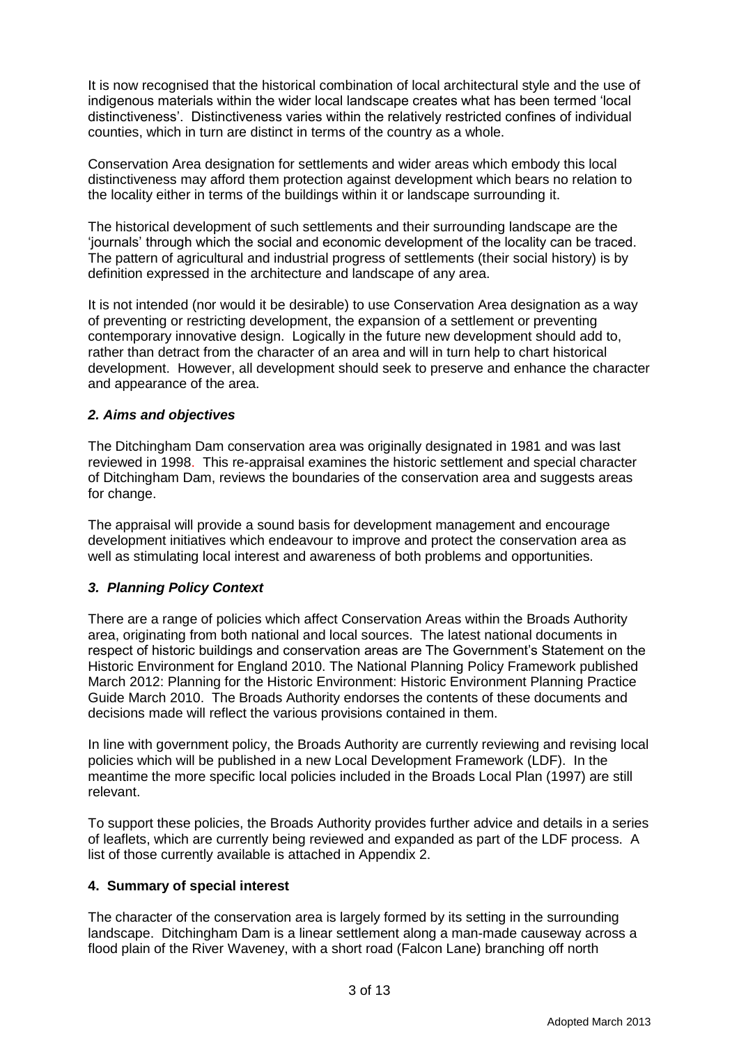It is now recognised that the historical combination of local architectural style and the use of indigenous materials within the wider local landscape creates what has been termed 'local distinctiveness'. Distinctiveness varies within the relatively restricted confines of individual counties, which in turn are distinct in terms of the country as a whole.

Conservation Area designation for settlements and wider areas which embody this local distinctiveness may afford them protection against development which bears no relation to the locality either in terms of the buildings within it or landscape surrounding it.

The historical development of such settlements and their surrounding landscape are the 'journals' through which the social and economic development of the locality can be traced. The pattern of agricultural and industrial progress of settlements (their social history) is by definition expressed in the architecture and landscape of any area.

It is not intended (nor would it be desirable) to use Conservation Area designation as a way of preventing or restricting development, the expansion of a settlement or preventing contemporary innovative design. Logically in the future new development should add to, rather than detract from the character of an area and will in turn help to chart historical development. However, all development should seek to preserve and enhance the character and appearance of the area.

## *2. Aims and objectives*

The Ditchingham Dam conservation area was originally designated in 1981 and was last reviewed in 1998. This re-appraisal examines the historic settlement and special character of Ditchingham Dam, reviews the boundaries of the conservation area and suggests areas for change.

The appraisal will provide a sound basis for development management and encourage development initiatives which endeavour to improve and protect the conservation area as well as stimulating local interest and awareness of both problems and opportunities.

## *3. Planning Policy Context*

There are a range of policies which affect Conservation Areas within the Broads Authority area, originating from both national and local sources. The latest national documents in respect of historic buildings and conservation areas are The Government's Statement on the Historic Environment for England 2010. The National Planning Policy Framework published March 2012: Planning for the Historic Environment: Historic Environment Planning Practice Guide March 2010. The Broads Authority endorses the contents of these documents and decisions made will reflect the various provisions contained in them.

In line with government policy, the Broads Authority are currently reviewing and revising local policies which will be published in a new Local Development Framework (LDF). In the meantime the more specific local policies included in the Broads Local Plan (1997) are still relevant.

To support these policies, the Broads Authority provides further advice and details in a series of leaflets, which are currently being reviewed and expanded as part of the LDF process. A list of those currently available is attached in Appendix 2.

## **4. Summary of special interest**

The character of the conservation area is largely formed by its setting in the surrounding landscape. Ditchingham Dam is a linear settlement along a man-made causeway across a flood plain of the River Waveney, with a short road (Falcon Lane) branching off north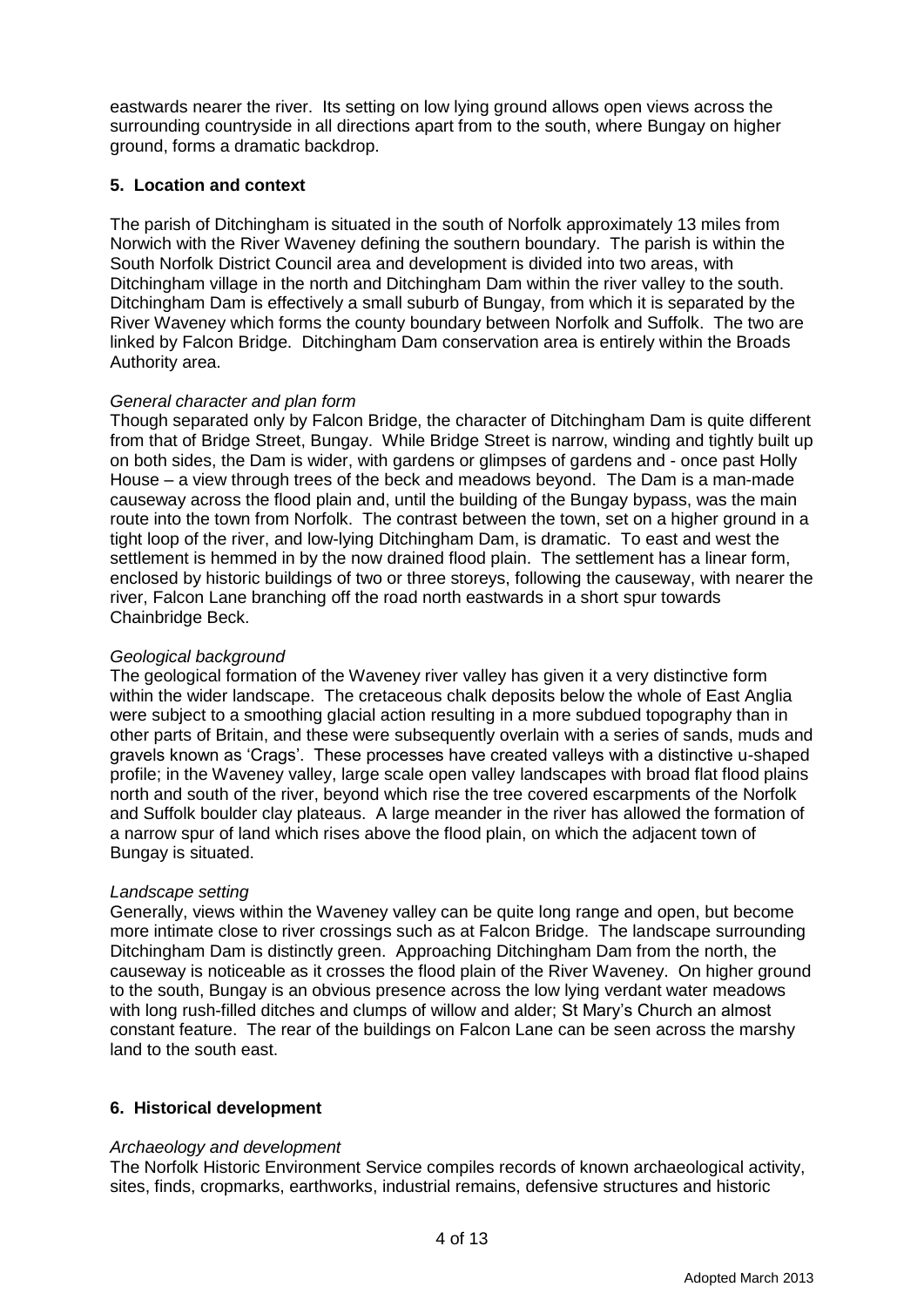eastwards nearer the river. Its setting on low lying ground allows open views across the surrounding countryside in all directions apart from to the south, where Bungay on higher ground, forms a dramatic backdrop.

## 5. Location and context

The parish of Ditchingham is situated in the south of Norfolk approximately 13 miles from Norwich with the River Waveney defining the southern boundary. The parish is within the South Norfolk District Council area and development is divided into two areas, with Ditchingham village in the north and Ditchingham Dam within the river valley to the south. Ditchingham Dam is effectively a small suburb of Bungay, from which it is separated by the River Waveney which forms the county boundary between Norfolk and Suffolk. The two are linked by Falcon Bridge. Ditchingham Dam conservation area is entirely within the Broads Authority area.

*General character and plan form*

Though separated only by Falcon Bridge, the character of Ditchingham Dam is quite different from that of Bridge Street, Bungay. While Bridge Street is narrow, winding and tightly built up on both sides, the Dam is wider, with gardens or glimpses of gardens and - once past Holly House – a view through trees of the beck and meadows beyond. The Dam is a man-made causeway across the flood plain and, until the building of the Bungay bypass, was the main route into the town from Norfolk. The contrast between the town, set on a higher ground in a tight loop of the river, and low-lying Ditchingham Dam, is dramatic. To east and west the settlement is hemmed in by the now drained flood plain. The settlement has a linear form, enclosed by historic buildings of two or three storeys, following the causeway, with nearer the river, Falcon Lane branching off the road north eastwards in a short spur towards Chainbridge Beck.

*Geological background*

The geological formation of the Waveney river valley has given it a very distinctive form within the wider landscape. The cretaceous chalk deposits below the whole of East Anglia were subject to a smoothing glacial action resulting in a more subdued topography than in other parts of Britain, and these were subsequently overlain with a series of sands, muds and gravels known as 'Crags'. These processes have created valleys with a distinctive u-shaped profile; in the Waveney valley, large scale open valley landscapes with broad flat flood plains north and south of the river, beyond which rise the tree covered escarpments of the Norfolk and Suffolk boulder clay plateaus. A large meander in the river has allowed the formation of a narrow spur of land which rises above the flood plain, on which the adjacent town of Bungay is situated.

*Landscape setting*

Generally, views within the Waveney valley can be quite long range and open, but become more intimate close to river crossings such as at Falcon Bridge. The landscape surrounding Ditchingham Dam is distinctly green. Approaching Ditchingham Dam from the north, the causeway is noticeable as it crosses the flood plain of the River Waveney. On higher ground to the south, Bungay is an obvious presence across the low lying verdant water meadows with long rush-filled ditches and clumps of willow and alder; St Mary's Church an almost constant feature. The rear of the buildings on Falcon Lane can be seen across the marshy land to the south east.

## 6. Historical development

*Archaeology and development*

The Norfolk Historic Environment Service compiles records of known archaeological activity, sites, finds, cropmarks, earthworks, industrial remains, defensive structures and historic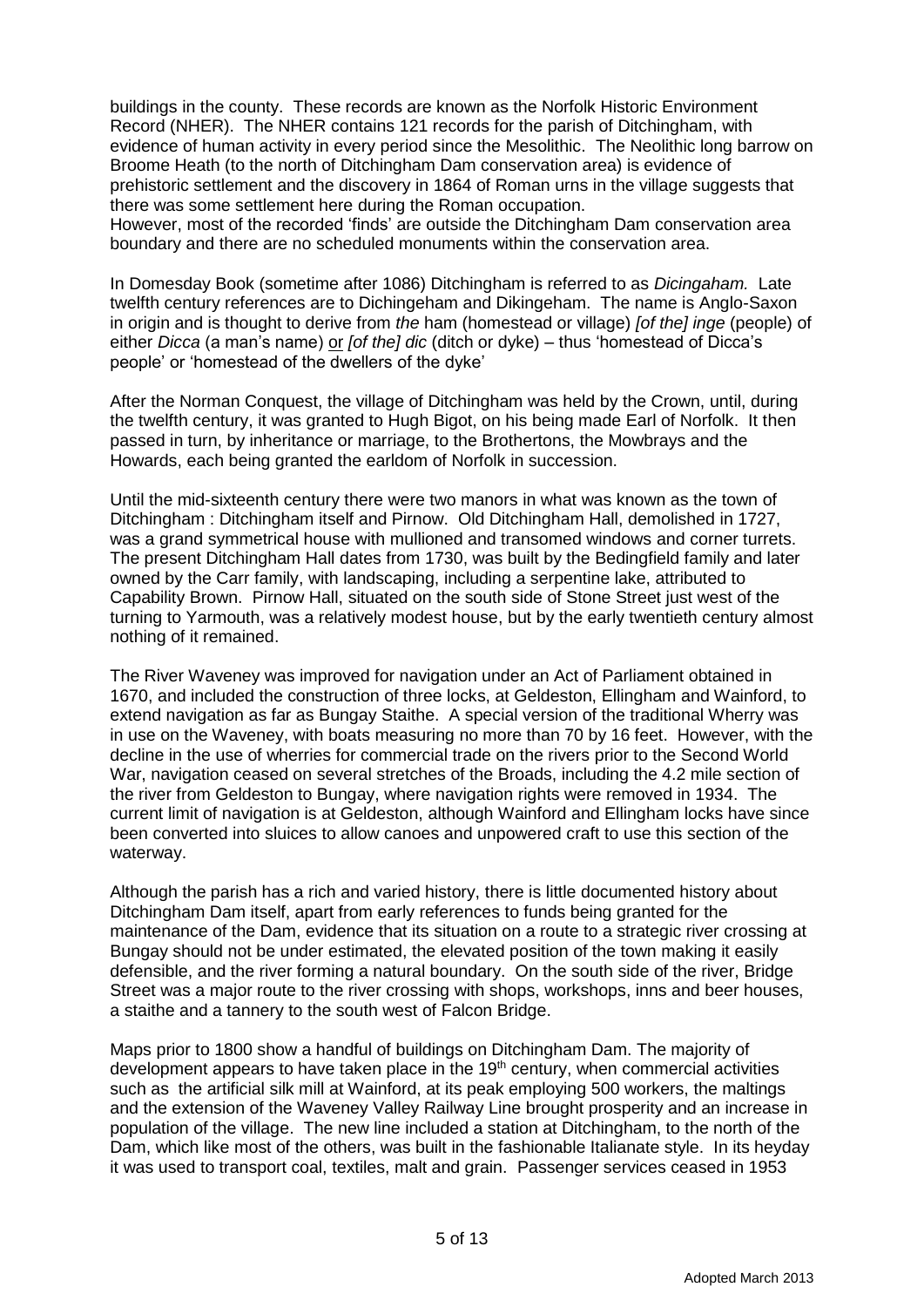buildings in the county. These records are known as the Norfolk Historic Environment Record (NHER). The NHER contains 121 records for the parish of Ditchingham, with evidence of human activity in every period since the Mesolithic. The Neolithic long barrow on Broome Heath (to the north of Ditchingham Dam conservation area) is evidence of prehistoric settlement and the discovery in 1864 of Roman urns in the village suggests that there was some settlement here during the Roman occupation.
However, most of the recorded 'finds' are outside the Ditchingham Dam conservation area boundary and there are no scheduled monuments within the conservation area.

In Domesday Book (sometime after 1086) Ditchingham is referred to as *Dicingaham.* Late twelfth century references are to Dichingeham and Dikingeham. The name is Anglo-Saxon in origin and is thought to derive from *the* ham (homestead or village) *[of the] inge* (people) of either *Dicca* (a man's name) or *[of the] dic* (ditch or dyke) – thus 'homestead of Dicca's people' or 'homestead of the dwellers of the dyke'

After the Norman Conquest, the village of Ditchingham was held by the Crown, until, during the twelfth century, it was granted to Hugh Bigot, on his being made Earl of Norfolk. It then passed in turn, by inheritance or marriage, to the Brothertons, the Mowbrays and the Howards, each being granted the earldom of Norfolk in succession.

Until the mid-sixteenth century there were two manors in what was known as the town of Ditchingham : Ditchingham itself and Pirnow. Old Ditchingham Hall, demolished in 1727, was a grand symmetrical house with mullioned and transomed windows and corner turrets. The present Ditchingham Hall dates from 1730, was built by the Bedingfield family and later owned by the Carr family, with landscaping, including a serpentine lake, attributed to Capability Brown. Pirnow Hall, situated on the south side of Stone Street just west of the turning to Yarmouth, was a relatively modest house, but by the early twentieth century almost nothing of it remained.

The River Waveney was improved for navigation under an Act of Parliament obtained in 1670, and included the construction of three locks, at Geldeston, Ellingham and Wainford, to extend navigation as far as Bungay Staithe. A special version of the traditional Wherry was in use on the Waveney, with boats measuring no more than 70 by 16 feet. However, with the decline in the use of wherries for commercial trade on the rivers prior to the Second World War, navigation ceased on several stretches of the Broads, including the 4.2 mile section of the river from Geldeston to Bungay, where navigation rights were removed in 1934. The current limit of navigation is at Geldeston, although Wainford and Ellingham locks have since been converted into sluices to allow canoes and unpowered craft to use this section of the waterway.

Although the parish has a rich and varied history, there is little documented history about Ditchingham Dam itself, apart from early references to funds being granted for the maintenance of the Dam, evidence that its situation on a route to a strategic river crossing at Bungay should not be under estimated, the elevated position of the town making it easily defensible, and the river forming a natural boundary. On the south side of the river, Bridge Street was a major route to the river crossing with shops, workshops, inns and beer houses, a staithe and a tannery to the south west of Falcon Bridge.

Maps prior to 1800 show a handful of buildings on Ditchingham Dam. The majority of development appears to have taken place in the 19th century, when commercial activities such as the artificial silk mill at Wainford, at its peak employing 500 workers, the maltings and the extension of the Waveney Valley Railway Line brought prosperity and an increase in population of the village. The new line included a station at Ditchingham, to the north of the Dam, which like most of the others, was built in the fashionable Italianate style. In its heyday it was used to transport coal, textiles, malt and grain. Passenger services ceased in 1953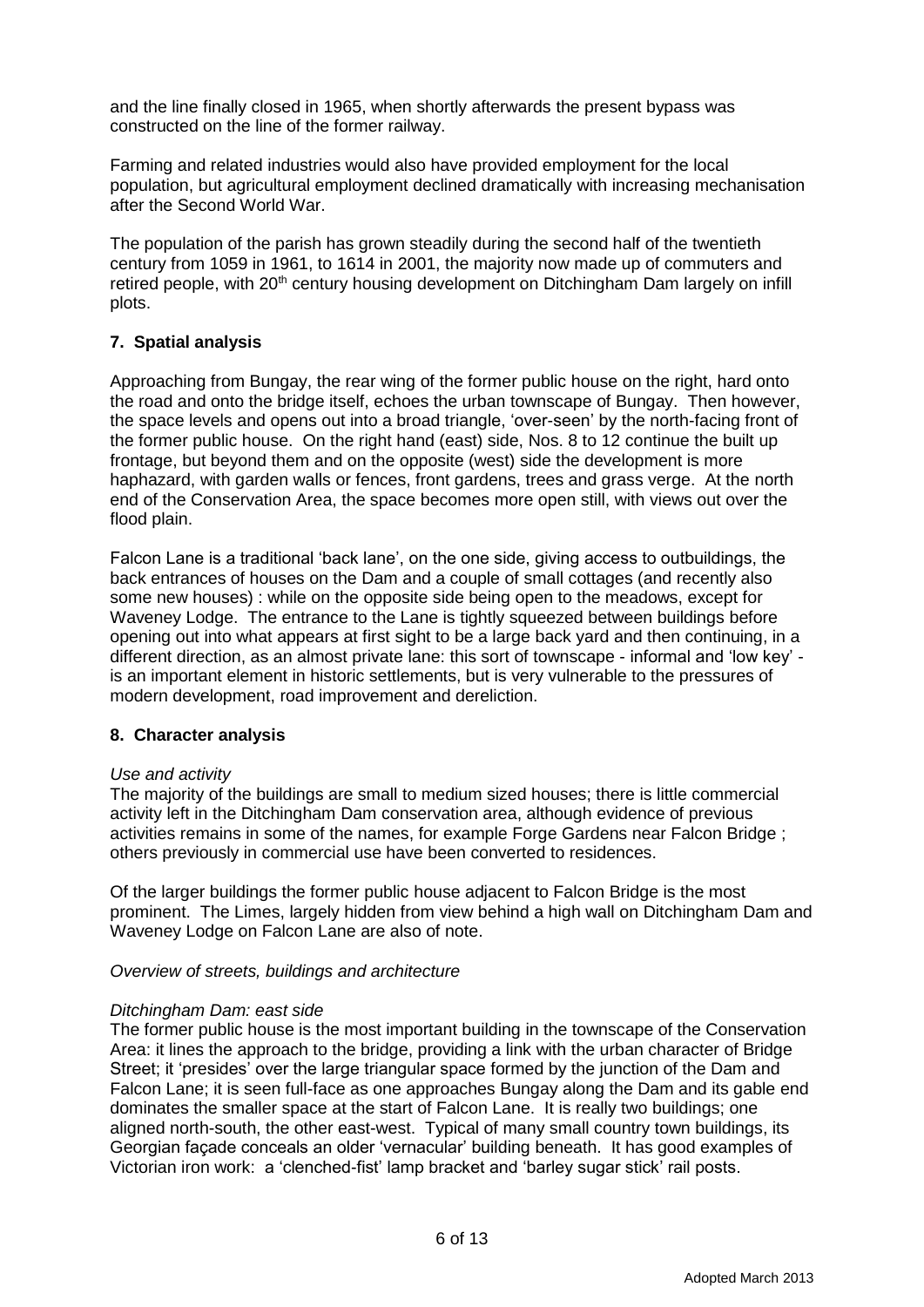and the line finally closed in 1965, when shortly afterwards the present bypass was constructed on the line of the former railway.

Farming and related industries would also have provided employment for the local population, but agricultural employment declined dramatically with increasing mechanisation after the Second World War.

The population of the parish has grown steadily during the second half of the twentieth century from 1059 in 1961, to 1614 in 2001, the majority now made up of commuters and retired people, with 20th century housing development on Ditchingham Dam largely on infill plots.

## 7. Spatial analysis

Approaching from Bungay, the rear wing of the former public house on the right, hard onto the road and onto the bridge itself, echoes the urban townscape of Bungay. Then however, the space levels and opens out into a broad triangle, 'over-seen' by the north-facing front of the former public house. On the right hand (east) side, Nos. 8 to 12 continue the built up frontage, but beyond them and on the opposite (west) side the development is more haphazard, with garden walls or fences, front gardens, trees and grass verge. At the north end of the Conservation Area, the space becomes more open still, with views out over the flood plain.

Falcon Lane is a traditional 'back lane', on the one side, giving access to outbuildings, the back entrances of houses on the Dam and a couple of small cottages (and recently also some new houses) : while on the opposite side being open to the meadows, except for Waveney Lodge. The entrance to the Lane is tightly squeezed between buildings before opening out into what appears at first sight to be a large back yard and then continuing, in a different direction, as an almost private lane: this sort of townscape - informal and 'low key' - is an important element in historic settlements, but is very vulnerable to the pressures of modern development, road improvement and dereliction.

## 8. Character analysis

*Use and activity*

The majority of the buildings are small to medium sized houses; there is little commercial activity left in the Ditchingham Dam conservation area, although evidence of previous activities remains in some of the names, for example Forge Gardens near Falcon Bridge ; others previously in commercial use have been converted to residences.

Of the larger buildings the former public house adjacent to Falcon Bridge is the most prominent. The Limes, largely hidden from view behind a high wall on Ditchingham Dam and Waveney Lodge on Falcon Lane are also of note.

*Overview of streets, buildings and architecture*

*Ditchingham Dam: east side*

The former public house is the most important building in the townscape of the Conservation Area: it lines the approach to the bridge, providing a link with the urban character of Bridge Street; it 'presides' over the large triangular space formed by the junction of the Dam and Falcon Lane; it is seen full-face as one approaches Bungay along the Dam and its gable end dominates the smaller space at the start of Falcon Lane. It is really two buildings; one aligned north-south, the other east-west. Typical of many small country town buildings, its Georgian façade conceals an older 'vernacular' building beneath. It has good examples of Victorian iron work: a 'clenched-fist' lamp bracket and 'barley sugar stick' rail posts.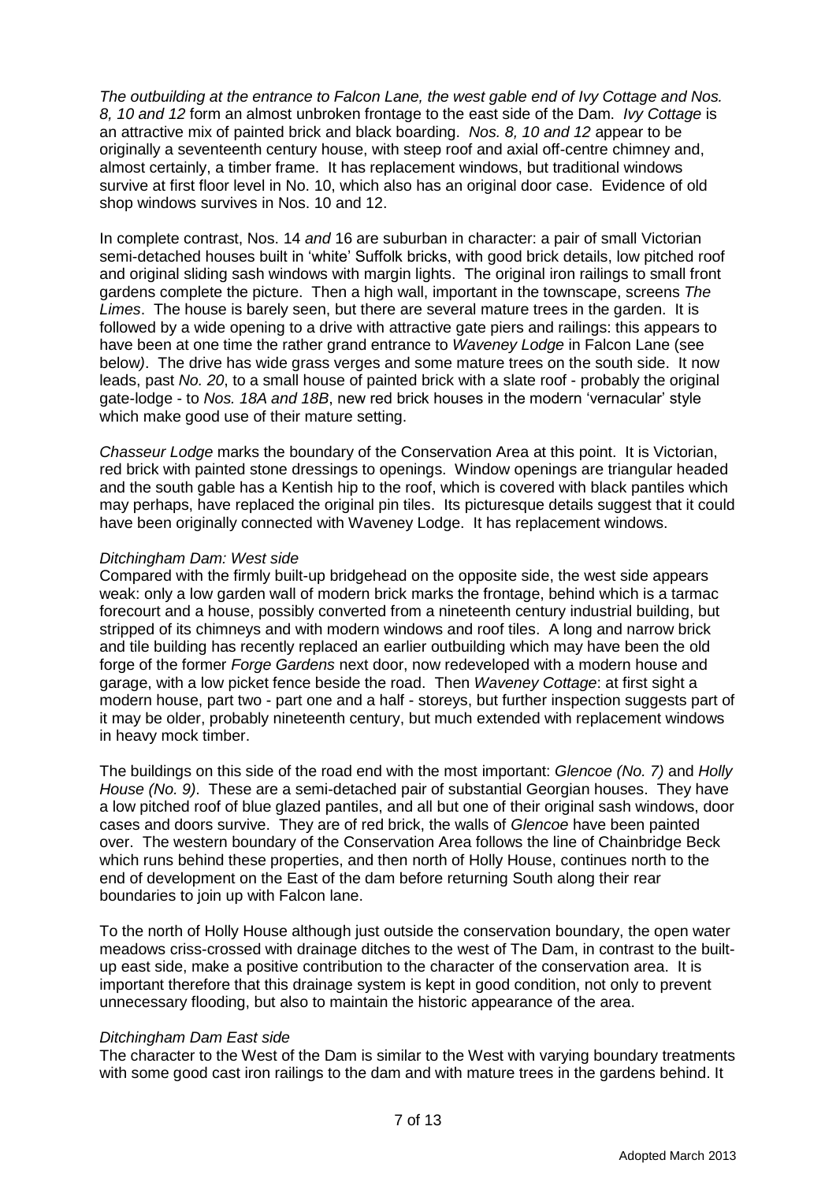*The outbuilding at the entrance to Falcon Lane, the west gable end of Ivy Cottage and Nos. 8, 10 and 12* form an almost unbroken frontage to the east side of the Dam. *Ivy Cottage* is an attractive mix of painted brick and black boarding. *Nos. 8, 10 and 12* appear to be originally a seventeenth century house, with steep roof and axial off-centre chimney and, almost certainly, a timber frame. It has replacement windows, but traditional windows survive at first floor level in No. 10, which also has an original door case. Evidence of old shop windows survives in Nos. 10 and 12.

In complete contrast, Nos. 14 *and* 16 are suburban in character: a pair of small Victorian semi-detached houses built in 'white' Suffolk bricks, with good brick details, low pitched roof and original sliding sash windows with margin lights. The original iron railings to small front gardens complete the picture. Then a high wall, important in the townscape, screens *The Limes*. The house is barely seen, but there are several mature trees in the garden. It is followed by a wide opening to a drive with attractive gate piers and railings: this appears to have been at one time the rather grand entrance to *Waveney Lodge* in Falcon Lane (see below). The drive has wide grass verges and some mature trees on the south side. It now leads, past *No. 20*, to a small house of painted brick with a slate roof - probably the original gate-lodge - to *Nos. 18A and 18B*, new red brick houses in the modern 'vernacular' style which make good use of their mature setting.

*Chasseur Lodge* marks the boundary of the Conservation Area at this point. It is Victorian, red brick with painted stone dressings to openings. Window openings are triangular headed and the south gable has a Kentish hip to the roof, which is covered with black pantiles which may perhaps, have replaced the original pin tiles. Its picturesque details suggest that it could have been originally connected with Waveney Lodge. It has replacement windows.

*Ditchingham Dam: West side*

Compared with the firmly built-up bridgehead on the opposite side, the west side appears weak: only a low garden wall of modern brick marks the frontage, behind which is a tarmac forecourt and a house, possibly converted from a nineteenth century industrial building, but stripped of its chimneys and with modern windows and roof tiles. A long and narrow brick and tile building has recently replaced an earlier outbuilding which may have been the old forge of the former *Forge Gardens* next door, now redeveloped with a modern house and garage, with a low picket fence beside the road. Then *Waveney Cottage*: at first sight a modern house, part two - part one and a half - storeys, but further inspection suggests part of it may be older, probably nineteenth century, but much extended with replacement windows in heavy mock timber.

The buildings on this side of the road end with the most important: *Glencoe (No. 7)* and *Holly House (No. 9)*. These are a semi-detached pair of substantial Georgian houses. They have a low pitched roof of blue glazed pantiles, and all but one of their original sash windows, door cases and doors survive. They are of red brick, the walls of *Glencoe* have been painted over. The western boundary of the Conservation Area follows the line of Chainbridge Beck which runs behind these properties, and then north of Holly House, continues north to the end of development on the East of the dam before returning South along their rear boundaries to join up with Falcon lane.

To the north of Holly House although just outside the conservation boundary, the open water meadows criss-crossed with drainage ditches to the west of The Dam, in contrast to the built-up east side, make a positive contribution to the character of the conservation area. It is important therefore that this drainage system is kept in good condition, not only to prevent unnecessary flooding, but also to maintain the historic appearance of the area.

*Ditchingham Dam East side*

The character to the West of the Dam is similar to the West with varying boundary treatments with some good cast iron railings to the dam and with mature trees in the gardens behind. It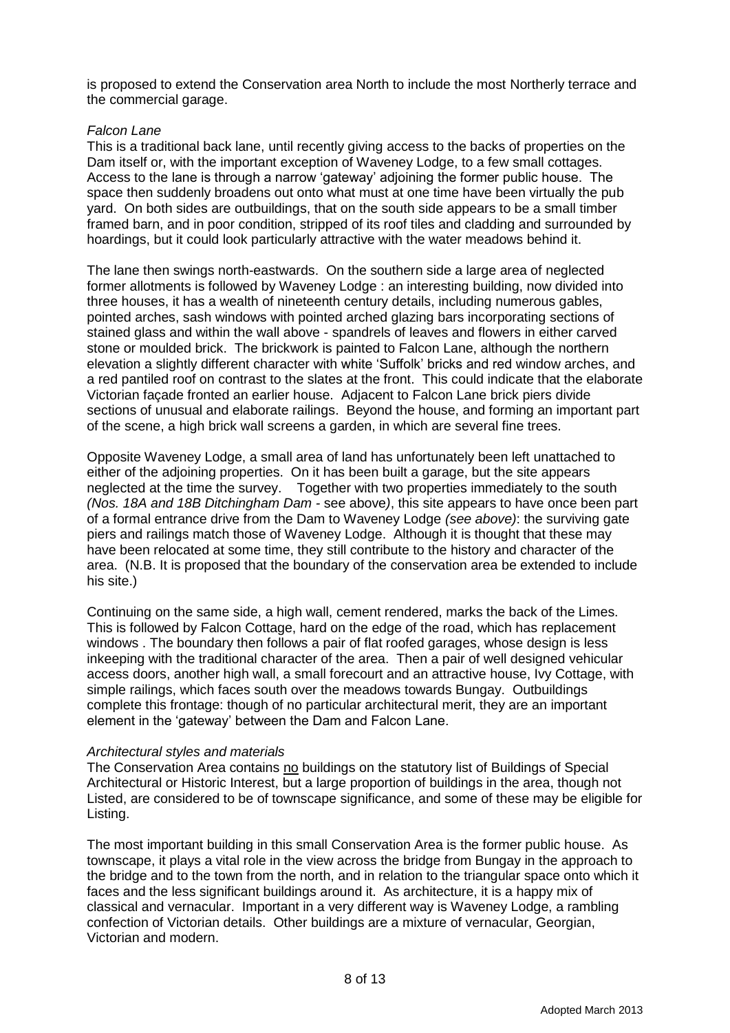is proposed to extend the Conservation area North to include the most Northerly terrace and the commercial garage.

*Falcon Lane*

This is a traditional back lane, until recently giving access to the backs of properties on the Dam itself or, with the important exception of Waveney Lodge, to a few small cottages. Access to the lane is through a narrow 'gateway' adjoining the former public house. The space then suddenly broadens out onto what must at one time have been virtually the pub yard. On both sides are outbuildings, that on the south side appears to be a small timber framed barn, and in poor condition, stripped of its roof tiles and cladding and surrounded by hoardings, but it could look particularly attractive with the water meadows behind it.

The lane then swings north-eastwards. On the southern side a large area of neglected former allotments is followed by Waveney Lodge : an interesting building, now divided into three houses, it has a wealth of nineteenth century details, including numerous gables, pointed arches, sash windows with pointed arched glazing bars incorporating sections of stained glass and within the wall above - spandrels of leaves and flowers in either carved stone or moulded brick. The brickwork is painted to Falcon Lane, although the northern elevation a slightly different character with white 'Suffolk' bricks and red window arches, and a red pantiled roof on contrast to the slates at the front. This could indicate that the elaborate Victorian façade fronted an earlier house. Adjacent to Falcon Lane brick piers divide sections of unusual and elaborate railings. Beyond the house, and forming an important part of the scene, a high brick wall screens a garden, in which are several fine trees.

Opposite Waveney Lodge, a small area of land has unfortunately been left unattached to either of the adjoining properties. On it has been built a garage, but the site appears neglected at the time the survey. Together with two properties immediately to the south *(Nos. 18A and 18B Ditchingham Dam* - see above*)*, this site appears to have once been part of a formal entrance drive from the Dam to Waveney Lodge *(see above)*: the surviving gate piers and railings match those of Waveney Lodge. Although it is thought that these may have been relocated at some time, they still contribute to the history and character of the area. (N.B. It is proposed that the boundary of the conservation area be extended to include his site.)

Continuing on the same side, a high wall, cement rendered, marks the back of the Limes. This is followed by Falcon Cottage, hard on the edge of the road, which has replacement windows . The boundary then follows a pair of flat roofed garages, whose design is less inkeeping with the traditional character of the area. Then a pair of well designed vehicular access doors, another high wall, a small forecourt and an attractive house, Ivy Cottage, with simple railings, which faces south over the meadows towards Bungay. Outbuildings complete this frontage: though of no particular architectural merit, they are an important element in the 'gateway' between the Dam and Falcon Lane.

*Architectural styles and materials*

The Conservation Area contains <u>no</u> buildings on the statutory list of Buildings of Special Architectural or Historic Interest, but a large proportion of buildings in the area, though not Listed, are considered to be of townscape significance, and some of these may be eligible for Listing.

The most important building in this small Conservation Area is the former public house. As townscape, it plays a vital role in the view across the bridge from Bungay in the approach to the bridge and to the town from the north, and in relation to the triangular space onto which it faces and the less significant buildings around it. As architecture, it is a happy mix of classical and vernacular. Important in a very different way is Waveney Lodge, a rambling confection of Victorian details. Other buildings are a mixture of vernacular, Georgian, Victorian and modern.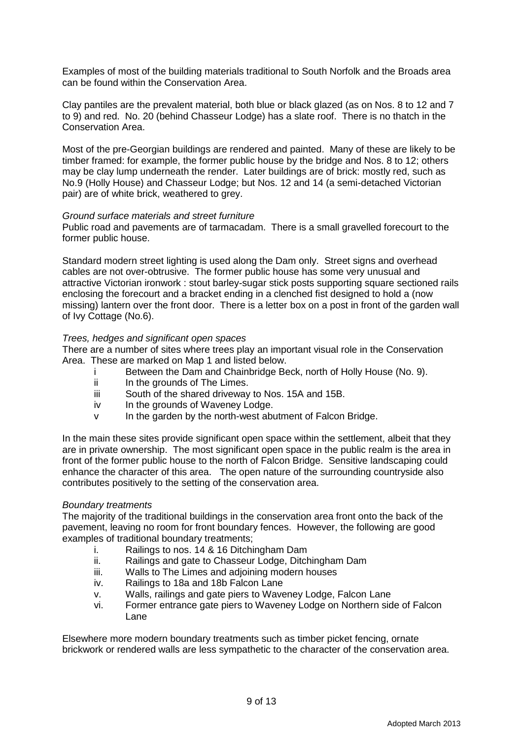Examples of most of the building materials traditional to South Norfolk and the Broads area can be found within the Conservation Area.

Clay pantiles are the prevalent material, both blue or black glazed (as on Nos. 8 to 12 and 7 to 9) and red. No. 20 (behind Chasseur Lodge) has a slate roof. There is no thatch in the Conservation Area.

Most of the pre-Georgian buildings are rendered and painted. Many of these are likely to be timber framed: for example, the former public house by the bridge and Nos. 8 to 12; others may be clay lump underneath the render. Later buildings are of brick: mostly red, such as No.9 (Holly House) and Chasseur Lodge; but Nos. 12 and 14 (a semi-detached Victorian pair) are of white brick, weathered to grey.

*Ground surface materials and street furniture*

Public road and pavements are of tarmacadam. There is a small gravelled forecourt to the former public house.

Standard modern street lighting is used along the Dam only. Street signs and overhead cables are not over-obtrusive. The former public house has some very unusual and attractive Victorian ironwork : stout barley-sugar stick posts supporting square sectioned rails enclosing the forecourt and a bracket ending in a clenched fist designed to hold a (now missing) lantern over the front door. There is a letter box on a post in front of the garden wall of Ivy Cottage (No.6).

*Trees, hedges and significant open spaces*

There are a number of sites where trees play an important visual role in the Conservation Area. These are marked on Map 1 and listed below.

- i Between the Dam and Chainbridge Beck, north of Holly House (No. 9).
- ii In the grounds of The Limes.
- iii South of the shared driveway to Nos. 15A and 15B.
- iv In the grounds of Waveney Lodge.
- v In the garden by the north-west abutment of Falcon Bridge.

In the main these sites provide significant open space within the settlement, albeit that they are in private ownership. The most significant open space in the public realm is the area in front of the former public house to the north of Falcon Bridge. Sensitive landscaping could enhance the character of this area. The open nature of the surrounding countryside also contributes positively to the setting of the conservation area.

*Boundary treatments*

The majority of the traditional buildings in the conservation area front onto the back of the pavement, leaving no room for front boundary fences. However, the following are good examples of traditional boundary treatments;

- i. Railings to nos. 14 & 16 Ditchingham Dam
- ii. Railings and gate to Chasseur Lodge, Ditchingham Dam
- iii. Walls to The Limes and adjoining modern houses
- iv. Railings to 18a and 18b Falcon Lane
- v. Walls, railings and gate piers to Waveney Lodge, Falcon Lane
- vi. Former entrance gate piers to Waveney Lodge on Northern side of Falcon Lane

Elsewhere more modern boundary treatments such as timber picket fencing, ornate brickwork or rendered walls are less sympathetic to the character of the conservation area.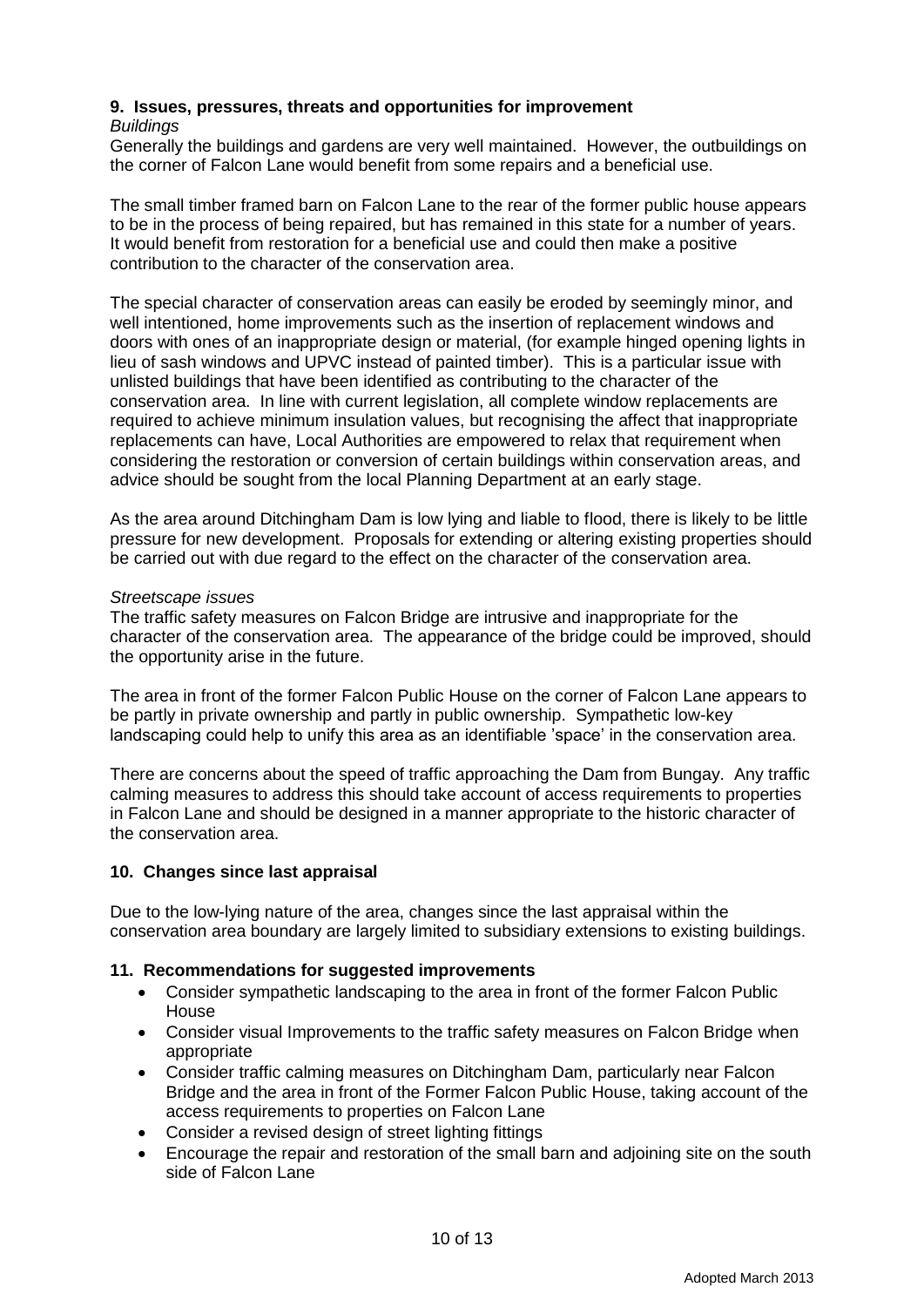## 9. Issues, pressures, threats and opportunities for improvement

*Buildings*

Generally the buildings and gardens are very well maintained. However, the outbuildings on the corner of Falcon Lane would benefit from some repairs and a beneficial use.

The small timber framed barn on Falcon Lane to the rear of the former public house appears to be in the process of being repaired, but has remained in this state for a number of years. It would benefit from restoration for a beneficial use and could then make a positive contribution to the character of the conservation area.

The special character of conservation areas can easily be eroded by seemingly minor, and well intentioned, home improvements such as the insertion of replacement windows and doors with ones of an inappropriate design or material, (for example hinged opening lights in lieu of sash windows and UPVC instead of painted timber). This is a particular issue with unlisted buildings that have been identified as contributing to the character of the conservation area. In line with current legislation, all complete window replacements are required to achieve minimum insulation values, but recognising the affect that inappropriate replacements can have, Local Authorities are empowered to relax that requirement when considering the restoration or conversion of certain buildings within conservation areas, and advice should be sought from the local Planning Department at an early stage.

As the area around Ditchingham Dam is low lying and liable to flood, there is likely to be little pressure for new development. Proposals for extending or altering existing properties should be carried out with due regard to the effect on the character of the conservation area.

*Streetscape issues*

The traffic safety measures on Falcon Bridge are intrusive and inappropriate for the character of the conservation area. The appearance of the bridge could be improved, should the opportunity arise in the future.

The area in front of the former Falcon Public House on the corner of Falcon Lane appears to be partly in private ownership and partly in public ownership. Sympathetic low-key landscaping could help to unify this area as an identifiable 'space' in the conservation area.

There are concerns about the speed of traffic approaching the Dam from Bungay. Any traffic calming measures to address this should take account of access requirements to properties in Falcon Lane and should be designed in a manner appropriate to the historic character of the conservation area.

## 10. Changes since last appraisal

Due to the low-lying nature of the area, changes since the last appraisal within the conservation area boundary are largely limited to subsidiary extensions to existing buildings.

## 11. Recommendations for suggested improvements

- Consider sympathetic landscaping to the area in front of the former Falcon Public House
- Consider visual Improvements to the traffic safety measures on Falcon Bridge when appropriate
- Consider traffic calming measures on Ditchingham Dam, particularly near Falcon Bridge and the area in front of the Former Falcon Public House, taking account of the access requirements to properties on Falcon Lane
- Consider a revised design of street lighting fittings
- Encourage the repair and restoration of the small barn and adjoining site on the south side of Falcon Lane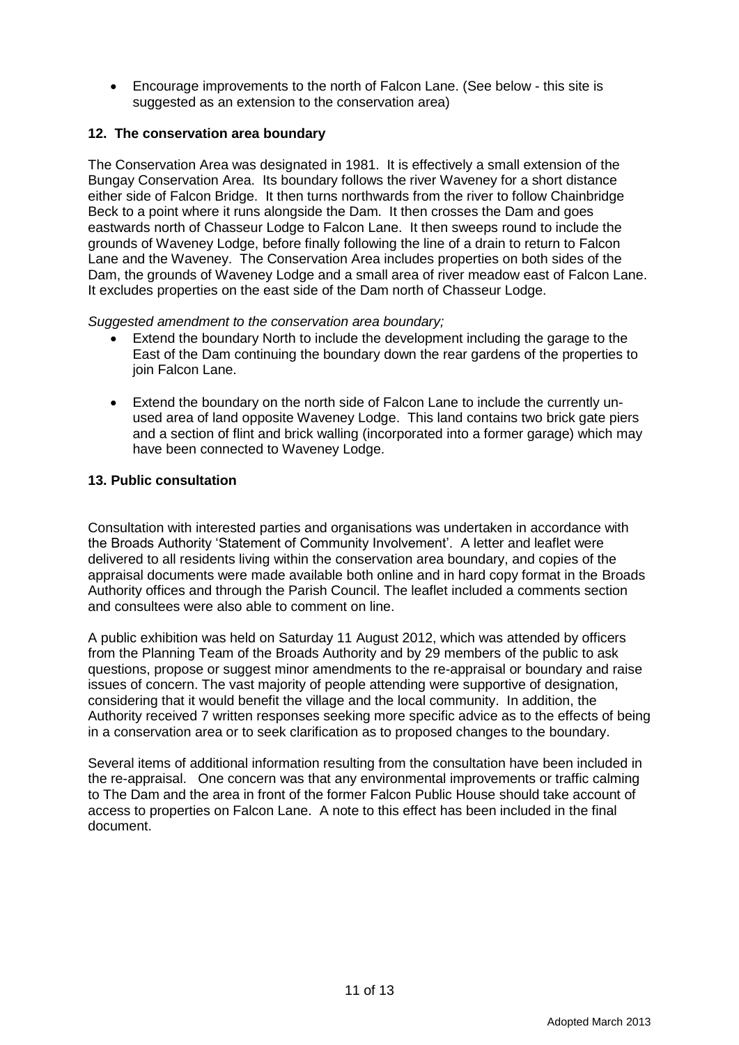- Encourage improvements to the north of Falcon Lane. (See below - this site is suggested as an extension to the conservation area)

## 12. The conservation area boundary

The Conservation Area was designated in 1981. It is effectively a small extension of the Bungay Conservation Area. Its boundary follows the river Waveney for a short distance either side of Falcon Bridge. It then turns northwards from the river to follow Chainbridge Beck to a point where it runs alongside the Dam. It then crosses the Dam and goes eastwards north of Chasseur Lodge to Falcon Lane. It then sweeps round to include the grounds of Waveney Lodge, before finally following the line of a drain to return to Falcon Lane and the Waveney. The Conservation Area includes properties on both sides of the Dam, the grounds of Waveney Lodge and a small area of river meadow east of Falcon Lane. It excludes properties on the east side of the Dam north of Chasseur Lodge.

*Suggested amendment to the conservation area boundary;*

- Extend the boundary North to include the development including the garage to the East of the Dam continuing the boundary down the rear gardens of the properties to join Falcon Lane.
- Extend the boundary on the north side of Falcon Lane to include the currently un-used area of land opposite Waveney Lodge. This land contains two brick gate piers and a section of flint and brick walling (incorporated into a former garage) which may have been connected to Waveney Lodge.

## 13. Public consultation

Consultation with interested parties and organisations was undertaken in accordance with the Broads Authority 'Statement of Community Involvement'. A letter and leaflet were delivered to all residents living within the conservation area boundary, and copies of the appraisal documents were made available both online and in hard copy format in the Broads Authority offices and through the Parish Council. The leaflet included a comments section and consultees were also able to comment on line.

A public exhibition was held on Saturday 11 August 2012, which was attended by officers from the Planning Team of the Broads Authority and by 29 members of the public to ask questions, propose or suggest minor amendments to the re-appraisal or boundary and raise issues of concern. The vast majority of people attending were supportive of designation, considering that it would benefit the village and the local community. In addition, the Authority received 7 written responses seeking more specific advice as to the effects of being in a conservation area or to seek clarification as to proposed changes to the boundary.

Several items of additional information resulting from the consultation have been included in the re-appraisal. One concern was that any environmental improvements or traffic calming to The Dam and the area in front of the former Falcon Public House should take account of access to properties on Falcon Lane. A note to this effect has been included in the final document.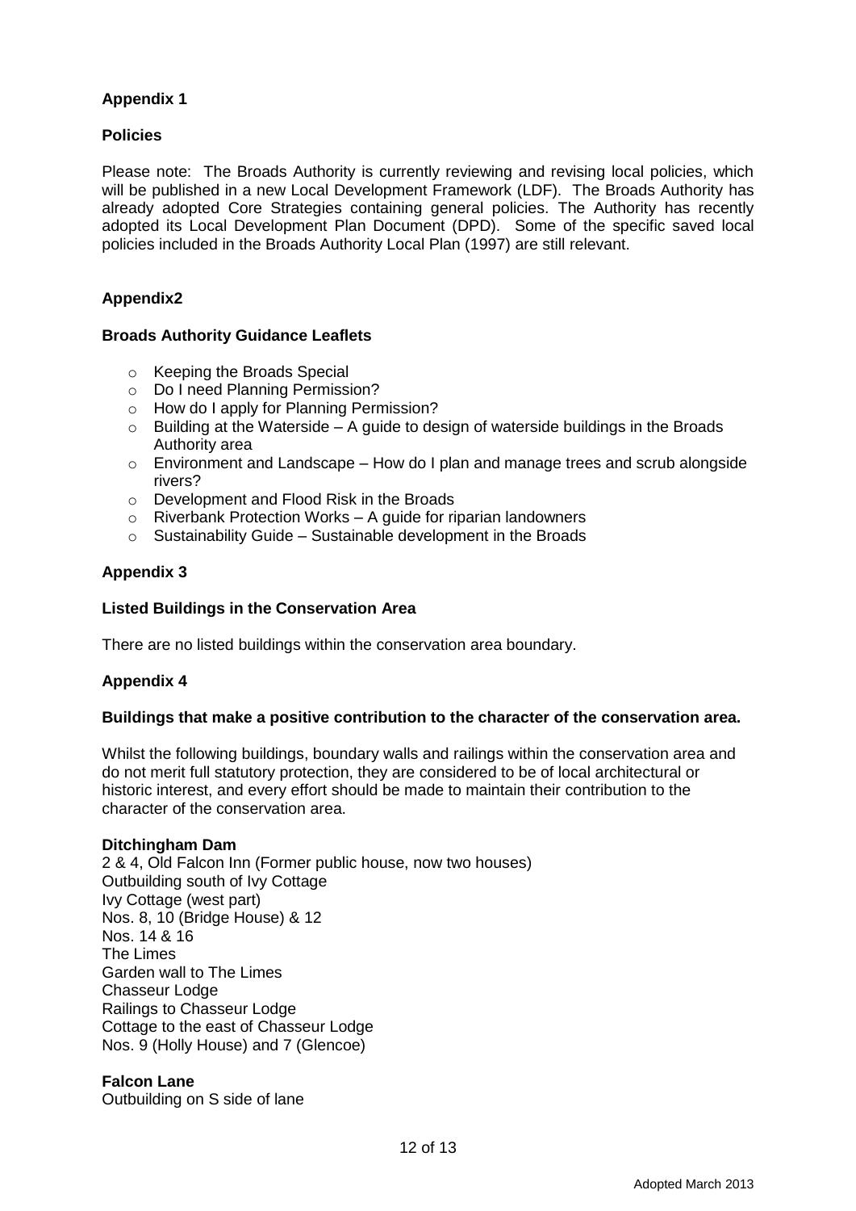## Appendix 1

### Policies

Please note: The Broads Authority is currently reviewing and revising local policies, which will be published in a new Local Development Framework (LDF). The Broads Authority has already adopted Core Strategies containing general policies. The Authority has recently adopted its Local Development Plan Document (DPD). Some of the specific saved local policies included in the Broads Authority Local Plan (1997) are still relevant.

## Appendix2

### Broads Authority Guidance Leaflets

- Keeping the Broads Special
- Do I need Planning Permission?
- How do I apply for Planning Permission?
- Building at the Waterside – A guide to design of waterside buildings in the Broads Authority area
- Environment and Landscape – How do I plan and manage trees and scrub alongside rivers?
- Development and Flood Risk in the Broads
- Riverbank Protection Works – A guide for riparian landowners
- Sustainability Guide – Sustainable development in the Broads

## Appendix 3

### Listed Buildings in the Conservation Area

There are no listed buildings within the conservation area boundary.

## Appendix 4

### Buildings that make a positive contribution to the character of the conservation area.

Whilst the following buildings, boundary walls and railings within the conservation area and do not merit full statutory protection, they are considered to be of local architectural or historic interest, and every effort should be made to maintain their contribution to the character of the conservation area.

**Ditchingham Dam**
2 & 4, Old Falcon Inn (Former public house, now two houses)
Outbuilding south of Ivy Cottage
Ivy Cottage (west part)
Nos. 8, 10 (Bridge House) & 12
Nos. 14 & 16
The Limes
Garden wall to The Limes
Chasseur Lodge
Railings to Chasseur Lodge
Cottage to the east of Chasseur Lodge
Nos. 9 (Holly House) and 7 (Glencoe)

**Falcon Lane**
Outbuilding on S side of lane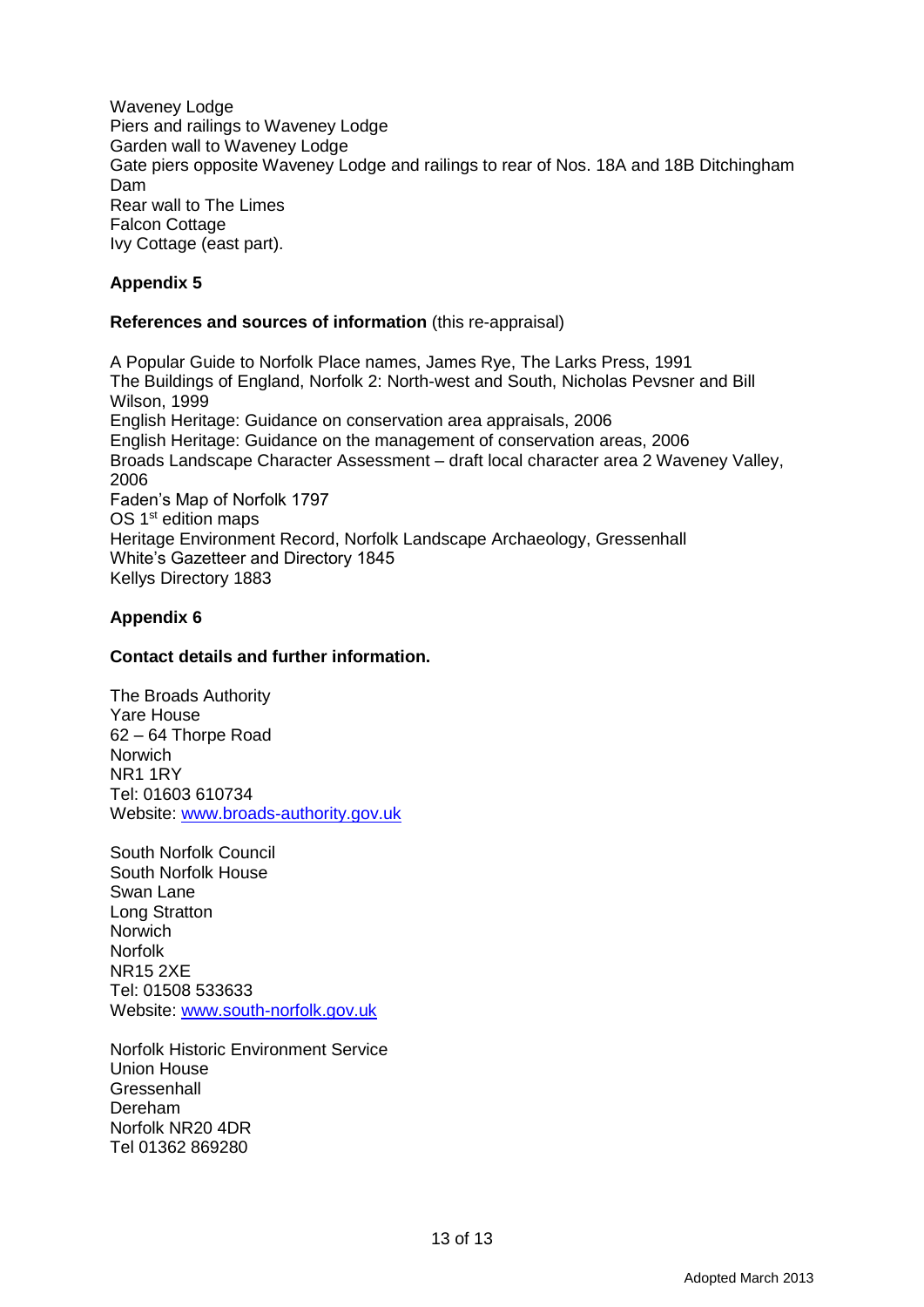Waveney Lodge
Piers and railings to Waveney Lodge
Garden wall to Waveney Lodge
Gate piers opposite Waveney Lodge and railings to rear of Nos. 18A and 18B Ditchingham Dam
Rear wall to The Limes
Falcon Cottage
Ivy Cottage (east part).

**Appendix 5**

**References and sources of information** (this re-appraisal)

A Popular Guide to Norfolk Place names, James Rye, The Larks Press, 1991
The Buildings of England, Norfolk 2: North-west and South, Nicholas Pevsner and Bill Wilson, 1999
English Heritage: Guidance on conservation area appraisals, 2006
English Heritage: Guidance on the management of conservation areas, 2006
Broads Landscape Character Assessment – draft local character area 2 Waveney Valley, 2006
Faden's Map of Norfolk 1797
OS 1st edition maps
Heritage Environment Record, Norfolk Landscape Archaeology, Gressenhall
White's Gazetteer and Directory 1845
Kellys Directory 1883

**Appendix 6**

**Contact details and further information.**

The Broads Authority
Yare House
62 – 64 Thorpe Road
Norwich
NR1 1RY
Tel: 01603 610734
Website: www.broads-authority.gov.uk

South Norfolk Council
South Norfolk House
Swan Lane
Long Stratton
Norwich
Norfolk
NR15 2XE
Tel: 01508 533633
Website: www.south-norfolk.gov.uk

Norfolk Historic Environment Service
Union House
Gressenhall
Dereham
Norfolk NR20 4DR
Tel 01362 869280

Adopted March 2013